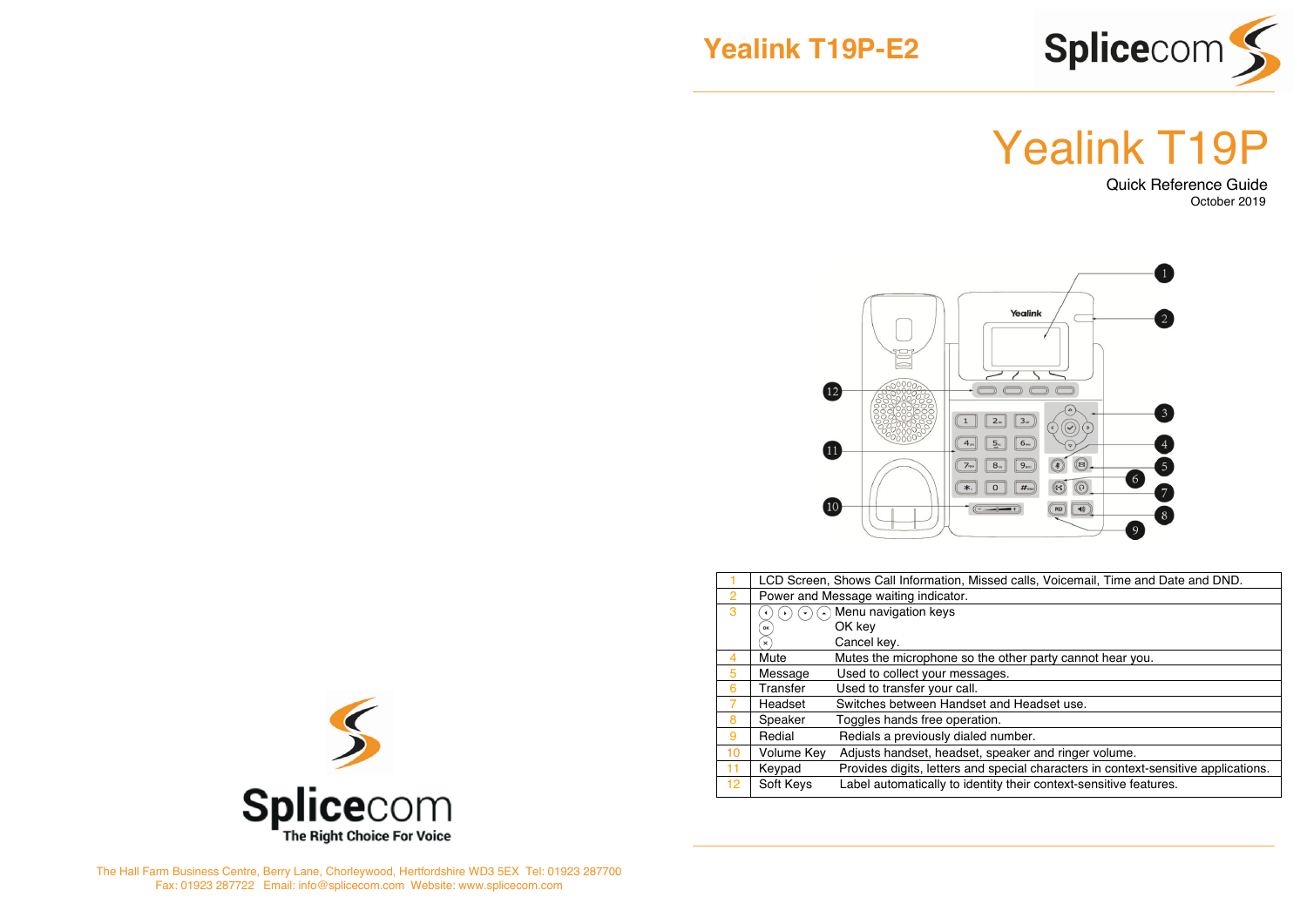# Yealink T19P-E2

# Yealink T19P

Quick Reference Guide

October 2019

| | |
|---|---|
| 1 | LCD Screen, Shows Call Information, Missed calls, Voicemail, Time and Date and DND. |
| 2 | Power and Message waiting indicator. |
| 3 | Menu navigation keys<br>OK key<br>Cancel key. |
| 4 | Mute — Mutes the microphone so the other party cannot hear you. |
| 5 | Message — Used to collect your messages. |
| 6 | Transfer — Used to transfer your call. |
| 7 | Headset — Switches between Handset and Headset use. |
| 8 | Speaker — Toggles hands free operation. |
| 9 | Redial — Redials a previously dialed number. |
| 10 | Volume Key — Adjusts handset, headset, speaker and ringer volume. |
| 11 | Keypad — Provides digits, letters and special characters in context-sensitive applications. |
| 12 | Soft Keys — Label automatically to identity their context-sensitive features. |

Splicecom

The Right Choice For Voice

The Hall Farm Business Centre, Berry Lane, Chorleywood, Hertfordshire WD3 5EX Tel: 01923 287700
Fax: 01923 287722 Email: info@splicecom.com Website: www.splicecom.com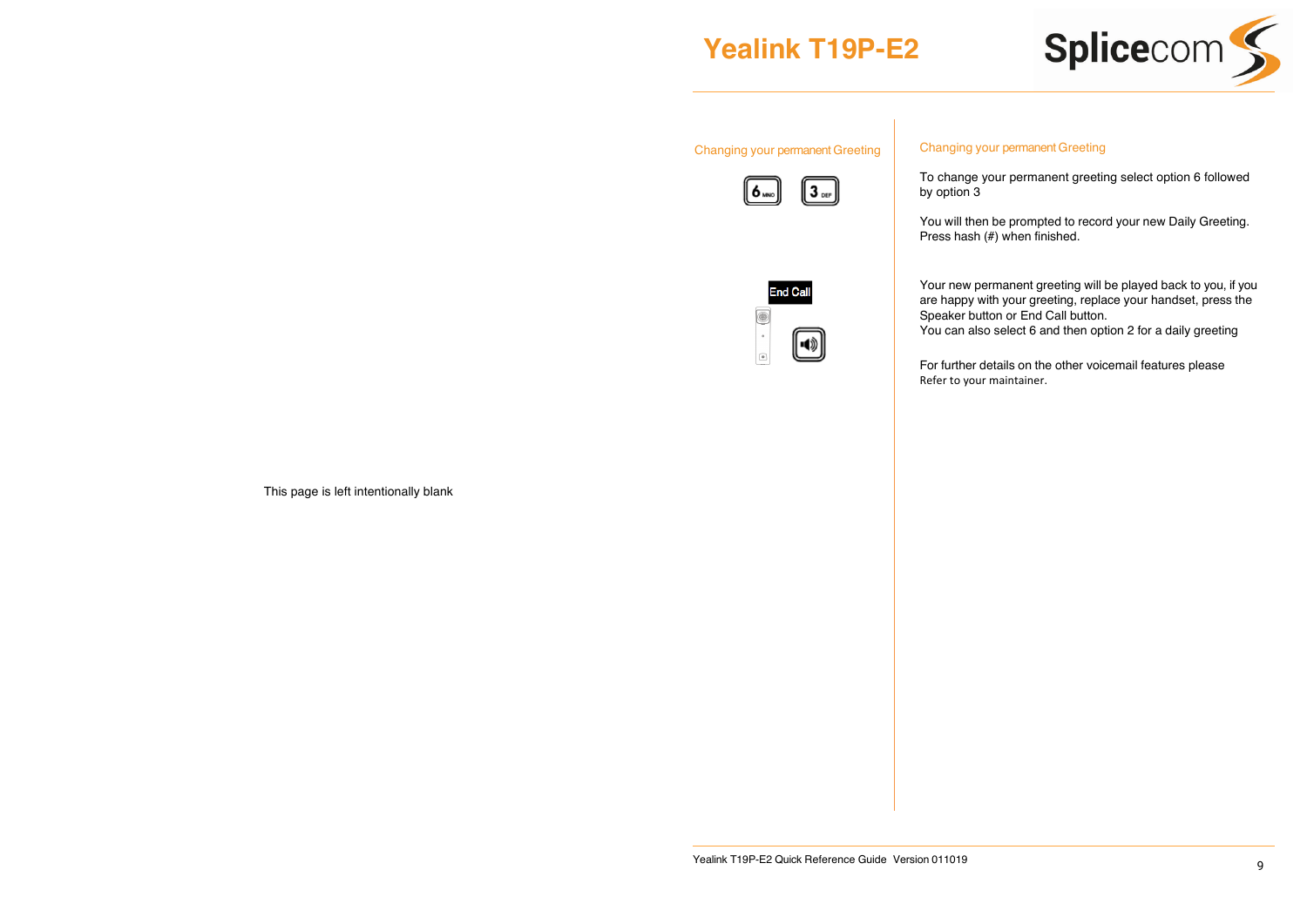This page is left intentionally blank

# Yealink T19P-E2

## Changing your permanent Greeting

To change your permanent greeting select option 6 followed by option 3

You will then be prompted to record your new Daily Greeting. Press hash (#) when finished.

Your new permanent greeting will be played back to you, if you are happy with your greeting, replace your handset, press the Speaker button or End Call button.
You can also select 6 and then option 2 for a daily greeting

For further details on the other voicemail features please Refer to your maintainer.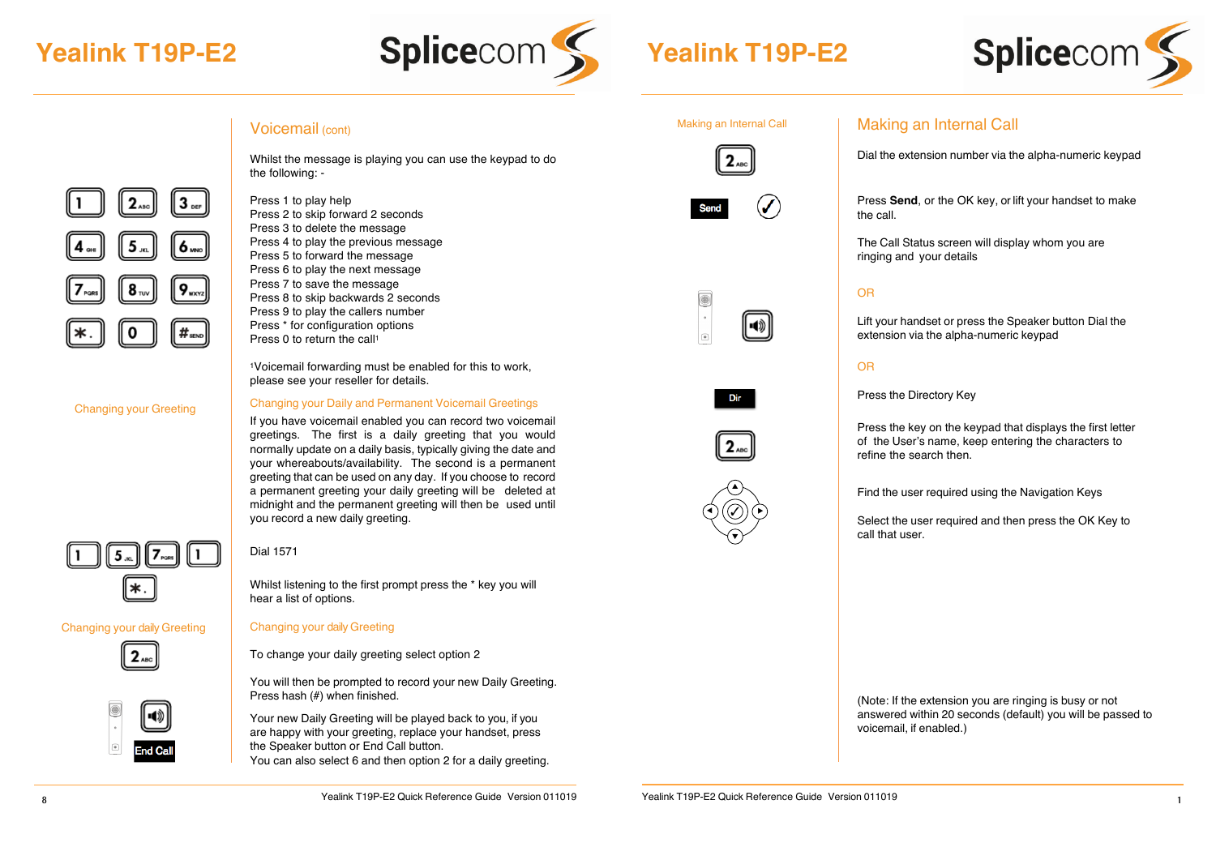## Voicemail (cont)

Whilst the message is playing you can use the keypad to do the following: -

Press 1 to play help
Press 2 to skip forward 2 seconds
Press 3 to delete the message
Press 4 to play the previous message
Press 5 to forward the message
Press 6 to play the next message
Press 7 to save the message
Press 8 to skip backwards 2 seconds
Press 9 to play the callers number
Press * for configuration options
Press 0 to return the call[1]

[1]Voicemail forwarding must be enabled for this to work, please see your reseller for details.

### Changing your Greeting

#### Changing your Daily and Permanent Voicemail Greetings

If you have voicemail enabled you can record two voicemail greetings. The first is a daily greeting that you would normally update on a daily basis, typically giving the date and your whereabouts/availability. The second is a permanent greeting that can be used on any day. If you choose to record a permanent greeting your daily greeting will be deleted at midnight and the permanent greeting will then be used until you record a new daily greeting.

Dial 1571

Whilst listening to the first prompt press the * key you will hear a list of options.

#### Changing your daily Greeting

To change your daily greeting select option 2

You will then be prompted to record your new Daily Greeting. Press hash (#) when finished.

Your new Daily Greeting will be played back to you, if you are happy with your greeting, replace your handset, press the Speaker button or End Call button.
You can also select 6 and then option 2 for a daily greeting.

## Making an Internal Call

Dial the extension number via the alpha-numeric keypad

Press **Send**, or the OK key, or lift your handset to make the call.

The Call Status screen will display whom you are ringing and your details

OR

Lift your handset or press the Speaker button Dial the extension via the alpha-numeric keypad

OR

Press the Directory Key

Press the key on the keypad that displays the first letter of the User's name, keep entering the characters to refine the search then.

Find the user required using the Navigation Keys

Select the user required and then press the OK Key to call that user.

(Note: If the extension you are ringing is busy or not answered within 20 seconds (default) you will be passed to voicemail, if enabled.)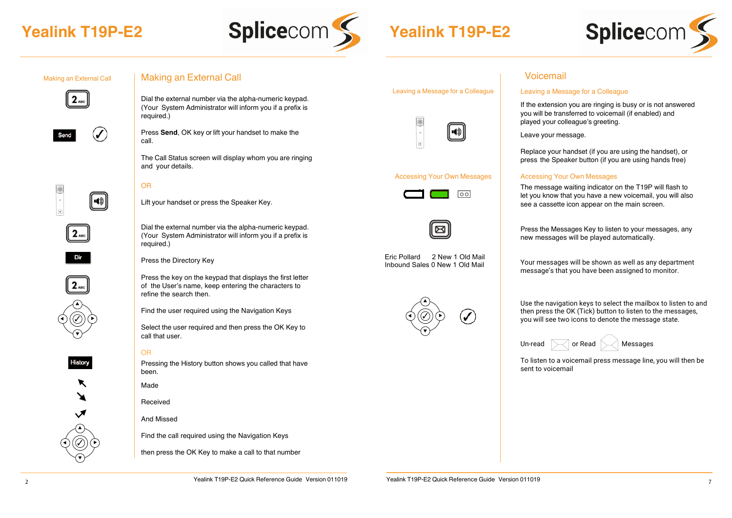# Yealink T19P-E2

Making an External Call

## Making an External Call

Dial the external number via the alpha-numeric keypad. (Your System Administrator will inform you if a prefix is required.)

Press **Send**, OK key or lift your handset to make the call.

The Call Status screen will display whom you are ringing and your details.

OR

Lift your handset or press the Speaker Key.

Dial the external number via the alpha-numeric keypad. (Your System Administrator will inform you if a prefix is required.)

Press the Directory Key

Press the key on the keypad that displays the first letter of the User's name, keep entering the characters to refine the search then.

Find the user required using the Navigation Keys

Select the user required and then press the OK Key to call that user.

OR

Pressing the History button shows you called that have been.

Made

Received

And Missed

Find the call required using the Navigation Keys

then press the OK Key to make a call to that number

# Yealink T19P-E2

## Voicemail

### Leaving a Message for a Colleague

If the extension you are ringing is busy or is not answered you will be transferred to voicemail (if enabled) and played your colleague's greeting.

Leave your message.

Replace your handset (if you are using the handset), or press the Speaker button (if you are using hands free)

### Accessing Your Own Messages

The message waiting indicator on the T19P will flash to let you know that you have a new voicemail, you will also see a cassette icon appear on the main screen.

Press the Messages Key to listen to your messages, any new messages will be played automatically.

Eric Pollard 2 New 1 Old Mail
Inbound Sales 0 New 1 Old Mail

Your messages will be shown as well as any department message's that you have been assigned to monitor.

Use the navigation keys to select the mailbox to listen to and then press the OK (Tick) button to listen to the messages, you will see two icons to denote the message state.

Un-read or Read Messages

To listen to a voicemail press message line, you will then be sent to voicemail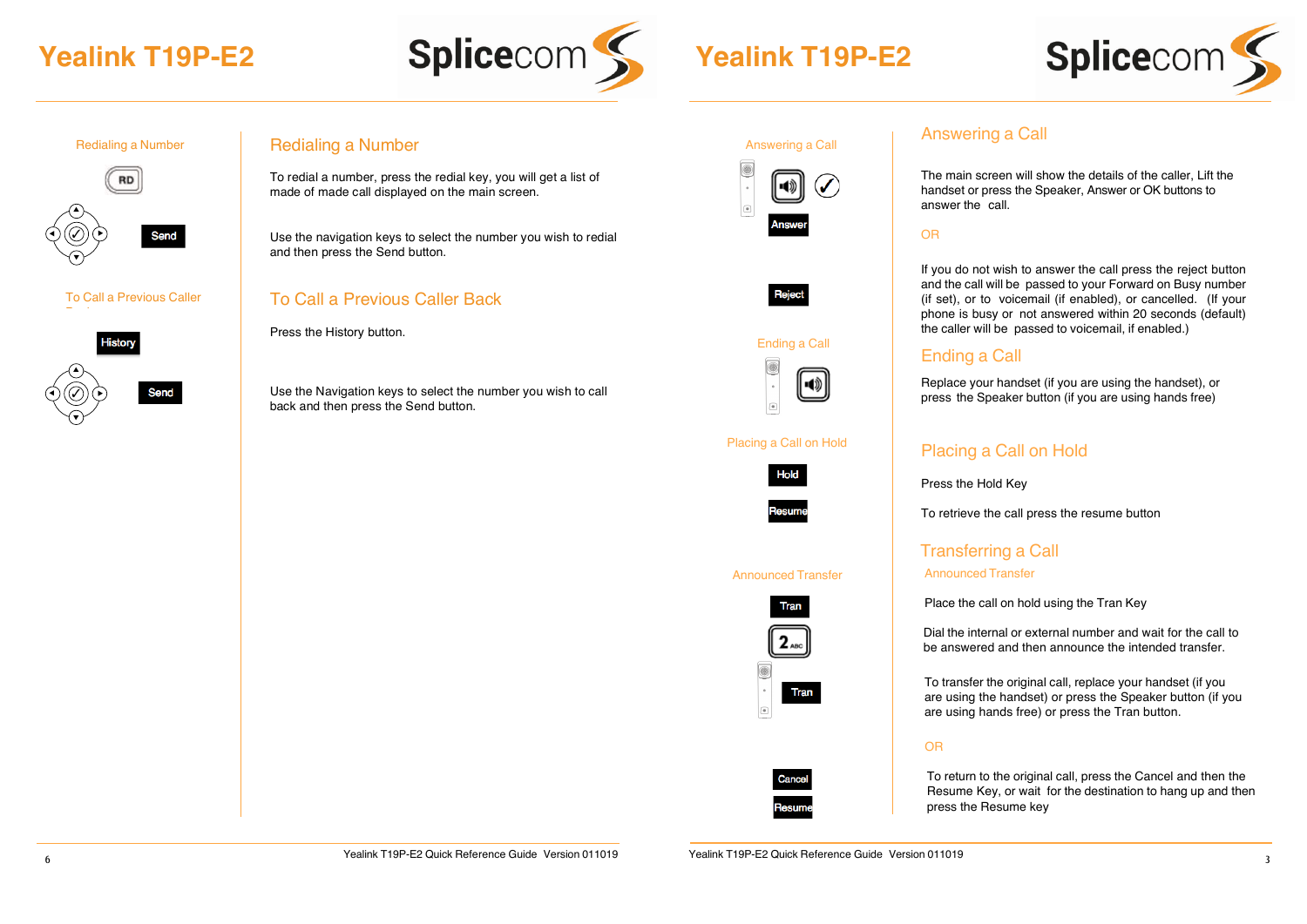# Yealink T19P-E2

Redialing a Number

RD

Send

To Call a Previous Caller Back

History

Send

## Redialing a Number

To redial a number, press the redial key, you will get a list of made of made call displayed on the main screen.

Use the navigation keys to select the number you wish to redial and then press the Send button.

## To Call a Previous Caller Back

Press the History button.

Use the Navigation keys to select the number you wish to call back and then press the Send button.

# Yealink T19P-E2

Answering a Call

Answer

Reject

Ending a Call

Placing a Call on Hold

Hold

Resume

Announced Transfer

Tran

Tran

Cancel

Resume

## Answering a Call

The main screen will show the details of the caller, Lift the handset or press the Speaker, Answer or OK buttons to answer the call.

OR

If you do not wish to answer the call press the reject button and the call will be passed to your Forward on Busy number (if set), or to voicemail (if enabled), or cancelled. (If your phone is busy or not answered within 20 seconds (default) the caller will be passed to voicemail, if enabled.)

## Ending a Call

Replace your handset (if you are using the handset), or press the Speaker button (if you are using hands free)

## Placing a Call on Hold

Press the Hold Key

To retrieve the call press the resume button

## Transferring a Call

### Announced Transfer

Place the call on hold using the Tran Key

Dial the internal or external number and wait for the call to be answered and then announce the intended transfer.

To transfer the original call, replace your handset (if you are using the handset) or press the Speaker button (if you are using hands free) or press the Tran button.

OR

To return to the original call, press the Cancel and then the Resume Key, or wait for the destination to hang up and then press the Resume key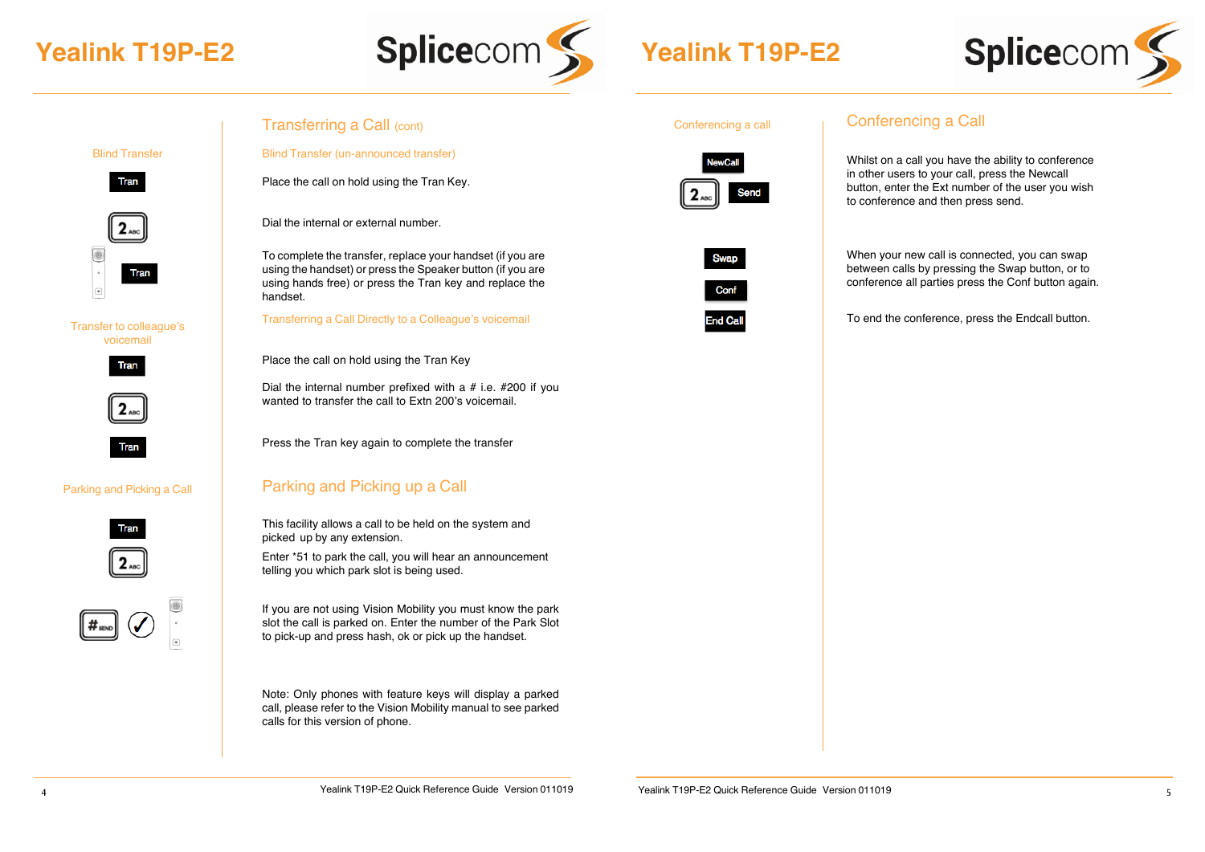# Yealink T19P-E2

## Transferring a Call (cont)

Blind Transfer

Tran

Tran

### Blind Transfer (un-announced transfer)

Place the call on hold using the Tran Key.

Dial the internal or external number.

To complete the transfer, replace your handset (if you are using the handset) or press the Speaker button (if you are using hands free) or press the Tran key and replace the handset.

Transfer to colleague's voicemail

Tran

Tran

### Transferring a Call Directly to a Colleague's voicemail

Place the call on hold using the Tran Key

Dial the internal number prefixed with a # i.e. #200 if you wanted to transfer the call to Extn 200's voicemail.

Press the Tran key again to complete the transfer

Parking and Picking a Call

Tran

## Parking and Picking up a Call

This facility allows a call to be held on the system and picked up by any extension.

Enter *51 to park the call, you will hear an announcement telling you which park slot is being used.

If you are not using Vision Mobility you must know the park slot the call is parked on. Enter the number of the Park Slot to pick-up and press hash, ok or pick up the handset.

Note: Only phones with feature keys will display a parked call, please refer to the Vision Mobility manual to see parked calls for this version of phone.

# Yealink T19P-E2

Conferencing a call

NewCall

Send

Swap

Conf

End Call

## Conferencing a Call

Whilst on a call you have the ability to conference in other users to your call, press the Newcall button, enter the Ext number of the user you wish to conference and then press send.

When your new call is connected, you can swap between calls by pressing the Swap button, or to conference all parties press the Conf button again.

To end the conference, press the Endcall button.